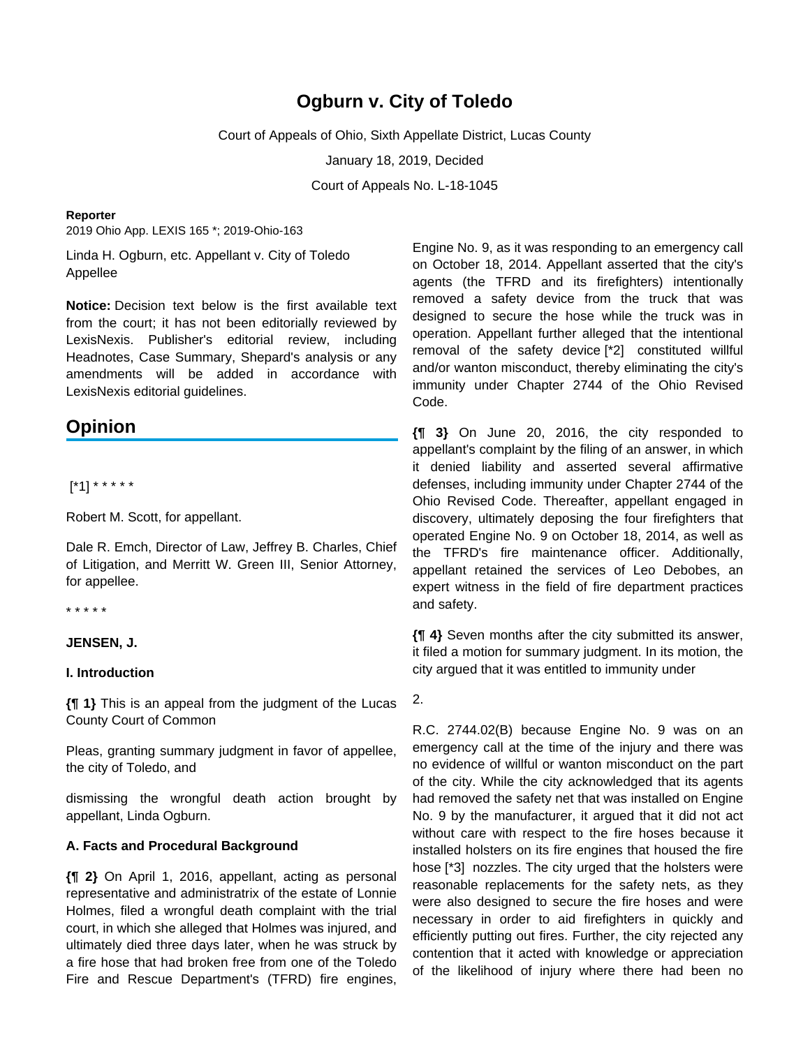# Ogburn v. City of Toledo

Court of Appeals of Ohio, Sixth Appellate District, Lucas County

January 18, 2019, Decided

Court of Appeals No. L-18-1045

**Reporter**

2019 Ohio App. LEXIS 165 *; 2019-Ohio-163

Linda H. Ogburn, etc. Appellant v. City of Toledo Appellee

**Notice:** Decision text below is the first available text from the court; it has not been editorially reviewed by LexisNexis. Publisher's editorial review, including Headnotes, Case Summary, Shepard's analysis or any amendments will be added in accordance with LexisNexis editorial guidelines.

## Opinion

[*1] * * * * *

Robert M. Scott, for appellant.

Dale R. Emch, Director of Law, Jeffrey B. Charles, Chief of Litigation, and Merritt W. Green III, Senior Attorney, for appellee.

* * * * *

**JENSEN, J.**

**I. Introduction**

**{¶ 1}** This is an appeal from the judgment of the Lucas County Court of Common

Pleas, granting summary judgment in favor of appellee, the city of Toledo, and

dismissing the wrongful death action brought by appellant, Linda Ogburn.

**A. Facts and Procedural Background**

**{¶ 2}** On April 1, 2016, appellant, acting as personal representative and administratrix of the estate of Lonnie Holmes, filed a wrongful death complaint with the trial court, in which she alleged that Holmes was injured, and ultimately died three days later, when he was struck by a fire hose that had broken free from one of the Toledo Fire and Rescue Department's (TFRD) fire engines, Engine No. 9, as it was responding to an emergency call on October 18, 2014. Appellant asserted that the city's agents (the TFRD and its firefighters) intentionally removed a safety device from the truck that was designed to secure the hose while the truck was in operation. Appellant further alleged that the intentional removal of the safety device [*2] constituted willful and/or wanton misconduct, thereby eliminating the city's immunity under Chapter 2744 of the Ohio Revised Code.

**{¶ 3}** On June 20, 2016, the city responded to appellant's complaint by the filing of an answer, in which it denied liability and asserted several affirmative defenses, including immunity under Chapter 2744 of the Ohio Revised Code. Thereafter, appellant engaged in discovery, ultimately deposing the four firefighters that operated Engine No. 9 on October 18, 2014, as well as the TFRD's fire maintenance officer. Additionally, appellant retained the services of Leo Debobes, an expert witness in the field of fire department practices and safety.

**{¶ 4}** Seven months after the city submitted its answer, it filed a motion for summary judgment. In its motion, the city argued that it was entitled to immunity under

2.

R.C. 2744.02(B) because Engine No. 9 was on an emergency call at the time of the injury and there was no evidence of willful or wanton misconduct on the part of the city. While the city acknowledged that its agents had removed the safety net that was installed on Engine No. 9 by the manufacturer, it argued that it did not act without care with respect to the fire hoses because it installed holsters on its fire engines that housed the fire hose [*3] nozzles. The city urged that the holsters were reasonable replacements for the safety nets, as they were also designed to secure the fire hoses and were necessary in order to aid firefighters in quickly and efficiently putting out fires. Further, the city rejected any contention that it acted with knowledge or appreciation of the likelihood of injury where there had been no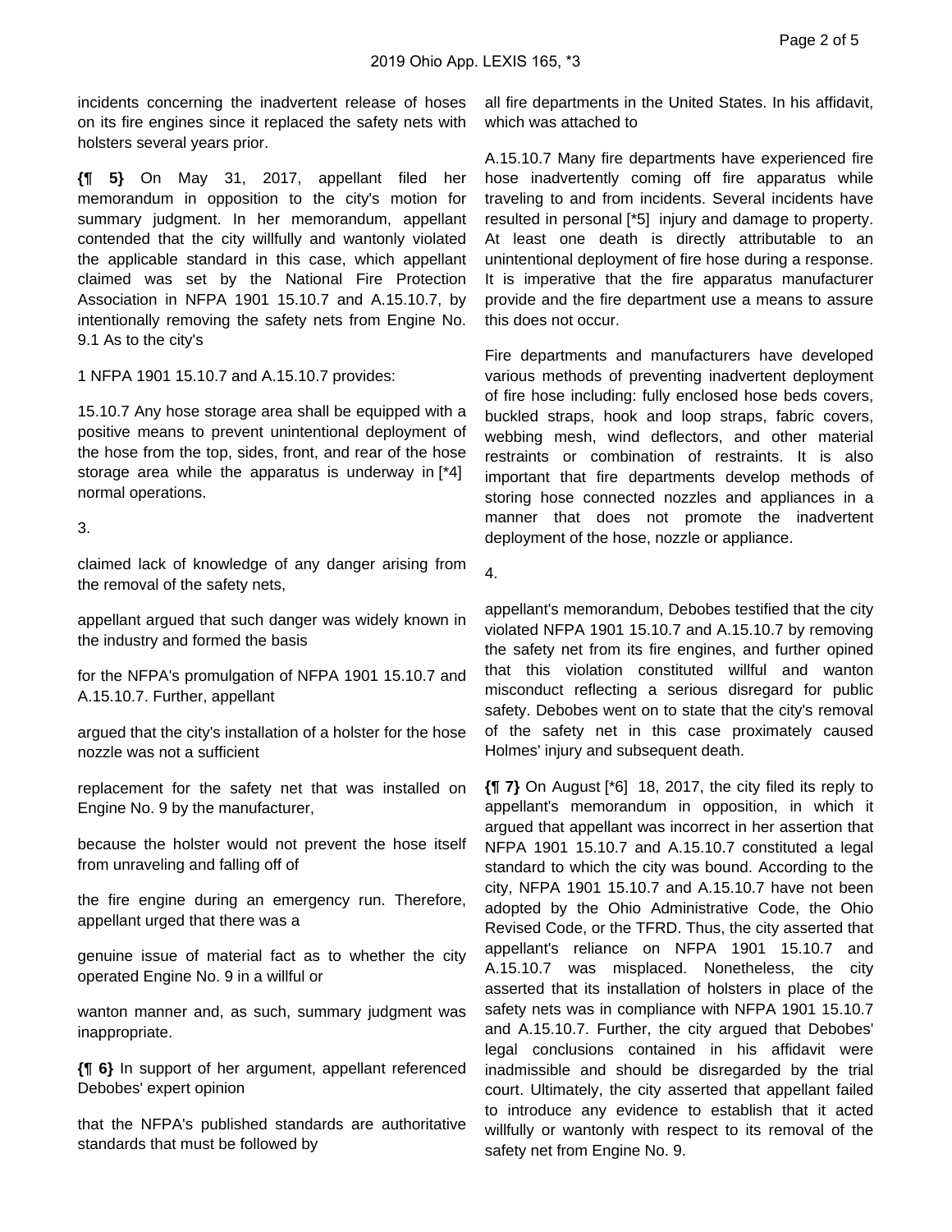incidents concerning the inadvertent release of hoses on its fire engines since it replaced the safety nets with holsters several years prior.

**{¶ 5}** On May 31, 2017, appellant filed her memorandum in opposition to the city's motion for summary judgment. In her memorandum, appellant contended that the city willfully and wantonly violated the applicable standard in this case, which appellant claimed was set by the National Fire Protection Association in NFPA 1901 15.10.7 and A.15.10.7, by intentionally removing the safety nets from Engine No. 9.1 As to the city's

3.

claimed lack of knowledge of any danger arising from the removal of the safety nets,

appellant argued that such danger was widely known in the industry and formed the basis

for the NFPA's promulgation of NFPA 1901 15.10.7 and A.15.10.7. Further, appellant

argued that the city's installation of a holster for the hose nozzle was not a sufficient

replacement for the safety net that was installed on Engine No. 9 by the manufacturer,

because the holster would not prevent the hose itself from unraveling and falling off of

the fire engine during an emergency run. Therefore, appellant urged that there was a

genuine issue of material fact as to whether the city operated Engine No. 9 in a willful or

wanton manner and, as such, summary judgment was inappropriate.

**{¶ 6}** In support of her argument, appellant referenced Debobes' expert opinion

that the NFPA's published standards are authoritative standards that must be followed by

all fire departments in the United States. In his affidavit, which was attached to

4.

appellant's memorandum, Debobes testified that the city violated NFPA 1901 15.10.7 and A.15.10.7 by removing the safety net from its fire engines, and further opined that this violation constituted willful and wanton misconduct reflecting a serious disregard for public safety. Debobes went on to state that the city's removal of the safety net in this case proximately caused Holmes' injury and subsequent death.

**{¶ 7}** On August [*6] 18, 2017, the city filed its reply to appellant's memorandum in opposition, in which it argued that appellant was incorrect in her assertion that NFPA 1901 15.10.7 and A.15.10.7 constituted a legal standard to which the city was bound. According to the city, NFPA 1901 15.10.7 and A.15.10.7 have not been adopted by the Ohio Administrative Code, the Ohio Revised Code, or the TFRD. Thus, the city asserted that appellant's reliance on NFPA 1901 15.10.7 and A.15.10.7 was misplaced. Nonetheless, the city asserted that its installation of holsters in place of the safety nets was in compliance with NFPA 1901 15.10.7 and A.15.10.7. Further, the city argued that Debobes' legal conclusions contained in his affidavit were inadmissible and should be disregarded by the trial court. Ultimately, the city asserted that appellant failed to introduce any evidence to establish that it acted willfully or wantonly with respect to its removal of the safety net from Engine No. 9.

1 NFPA 1901 15.10.7 and A.15.10.7 provides:

15.10.7 Any hose storage area shall be equipped with a positive means to prevent unintentional deployment of the hose from the top, sides, front, and rear of the hose storage area while the apparatus is underway in [*4] normal operations.

A.15.10.7 Many fire departments have experienced fire hose inadvertently coming off fire apparatus while traveling to and from incidents. Several incidents have resulted in personal [*5] injury and damage to property. At least one death is directly attributable to an unintentional deployment of fire hose during a response. It is imperative that the fire apparatus manufacturer provide and the fire department use a means to assure this does not occur.

Fire departments and manufacturers have developed various methods of preventing inadvertent deployment of fire hose including: fully enclosed hose beds covers, buckled straps, hook and loop straps, fabric covers, webbing mesh, wind deflectors, and other material restraints or combination of restraints. It is also important that fire departments develop methods of storing hose connected nozzles and appliances in a manner that does not promote the inadvertent deployment of the hose, nozzle or appliance.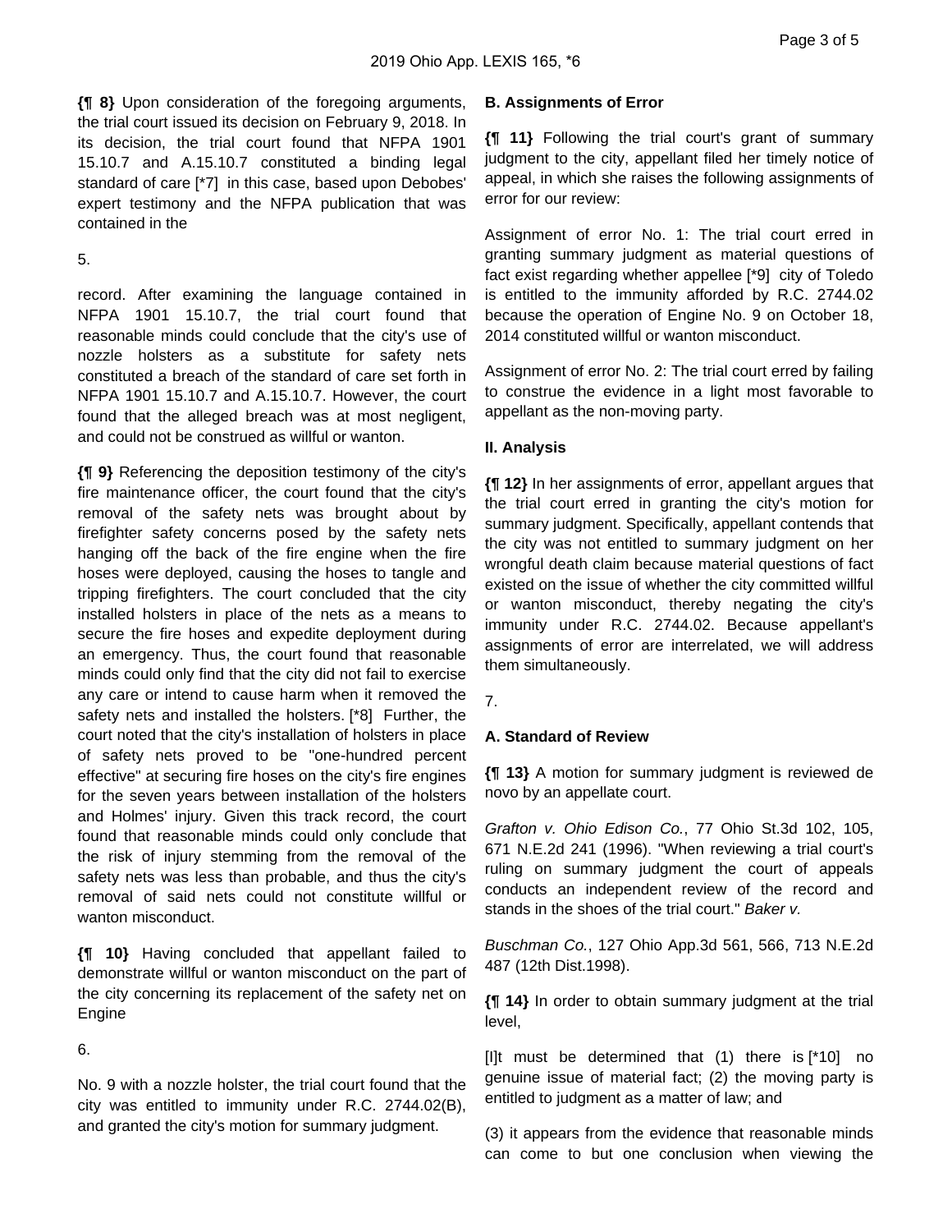**{¶ 8}** Upon consideration of the foregoing arguments, the trial court issued its decision on February 9, 2018. In its decision, the trial court found that NFPA 1901 15.10.7 and A.15.10.7 constituted a binding legal standard of care [*7] in this case, based upon Debobes' expert testimony and the NFPA publication that was contained in the

5.

record. After examining the language contained in NFPA 1901 15.10.7, the trial court found that reasonable minds could conclude that the city's use of nozzle holsters as a substitute for safety nets constituted a breach of the standard of care set forth in NFPA 1901 15.10.7 and A.15.10.7. However, the court found that the alleged breach was at most negligent, and could not be construed as willful or wanton.

**{¶ 9}** Referencing the deposition testimony of the city's fire maintenance officer, the court found that the city's removal of the safety nets was brought about by firefighter safety concerns posed by the safety nets hanging off the back of the fire engine when the fire hoses were deployed, causing the hoses to tangle and tripping firefighters. The court concluded that the city installed holsters in place of the nets as a means to secure the fire hoses and expedite deployment during an emergency. Thus, the court found that reasonable minds could only find that the city did not fail to exercise any care or intend to cause harm when it removed the safety nets and installed the holsters. [*8] Further, the court noted that the city's installation of holsters in place of safety nets proved to be "one-hundred percent effective" at securing fire hoses on the city's fire engines for the seven years between installation of the holsters and Holmes' injury. Given this track record, the court found that reasonable minds could only conclude that the risk of injury stemming from the removal of the safety nets was less than probable, and thus the city's removal of said nets could not constitute willful or wanton misconduct.

**{¶ 10}** Having concluded that appellant failed to demonstrate willful or wanton misconduct on the part of the city concerning its replacement of the safety net on Engine

6.

No. 9 with a nozzle holster, the trial court found that the city was entitled to immunity under R.C. 2744.02(B), and granted the city's motion for summary judgment.

**B. Assignments of Error**

**{¶ 11}** Following the trial court's grant of summary judgment to the city, appellant filed her timely notice of appeal, in which she raises the following assignments of error for our review:

Assignment of error No. 1: The trial court erred in granting summary judgment as material questions of fact exist regarding whether appellee [*9] city of Toledo is entitled to the immunity afforded by R.C. 2744.02 because the operation of Engine No. 9 on October 18, 2014 constituted willful or wanton misconduct.

Assignment of error No. 2: The trial court erred by failing to construe the evidence in a light most favorable to appellant as the non-moving party.

**II. Analysis**

**{¶ 12}** In her assignments of error, appellant argues that the trial court erred in granting the city's motion for summary judgment. Specifically, appellant contends that the city was not entitled to summary judgment on her wrongful death claim because material questions of fact existed on the issue of whether the city committed willful or wanton misconduct, thereby negating the city's immunity under R.C. 2744.02. Because appellant's assignments of error are interrelated, we will address them simultaneously.

7.

**A. Standard of Review**

**{¶ 13}** A motion for summary judgment is reviewed de novo by an appellate court.

*Grafton v. Ohio Edison Co.*, 77 Ohio St.3d 102, 105, 671 N.E.2d 241 (1996). "When reviewing a trial court's ruling on summary judgment the court of appeals conducts an independent review of the record and stands in the shoes of the trial court." *Baker v.*

*Buschman Co.*, 127 Ohio App.3d 561, 566, 713 N.E.2d 487 (12th Dist.1998).

**{¶ 14}** In order to obtain summary judgment at the trial level,

[I]t must be determined that (1) there is [*10] no genuine issue of material fact; (2) the moving party is entitled to judgment as a matter of law; and

(3) it appears from the evidence that reasonable minds can come to but one conclusion when viewing the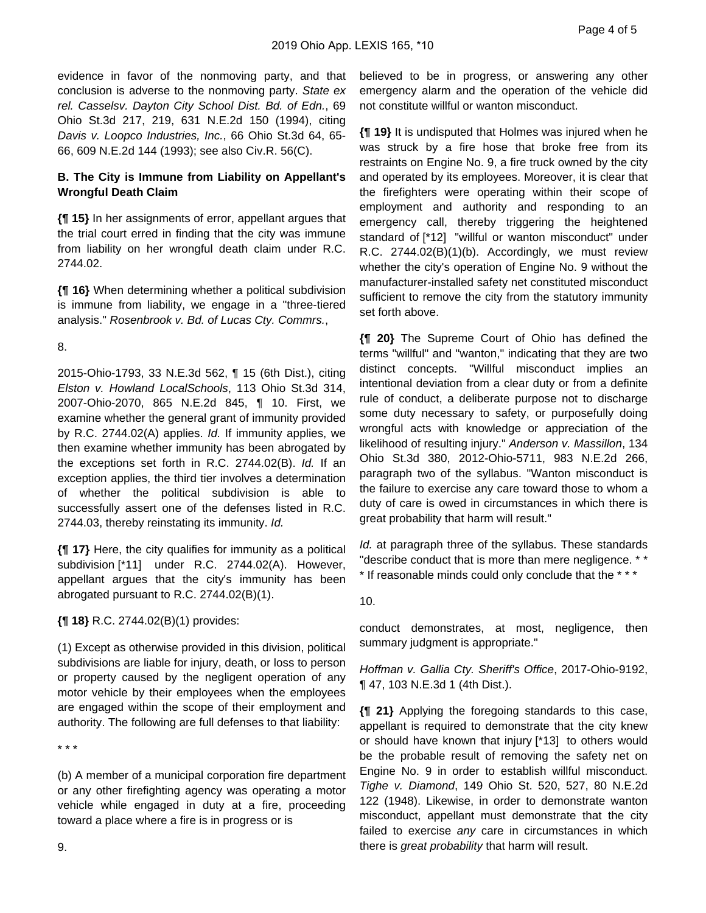evidence in favor of the nonmoving party, and that conclusion is adverse to the nonmoving party. *State ex rel. Casselsv. Dayton City School Dist. Bd. of Edn.*, 69 Ohio St.3d 217, 219, 631 N.E.2d 150 (1994), citing *Davis v. Loopco Industries, Inc.*, 66 Ohio St.3d 64, 65-66, 609 N.E.2d 144 (1993); see also Civ.R. 56(C).

**B. The City is Immune from Liability on Appellant's Wrongful Death Claim**

**{¶ 15}** In her assignments of error, appellant argues that the trial court erred in finding that the city was immune from liability on her wrongful death claim under R.C. 2744.02.

**{¶ 16}** When determining whether a political subdivision is immune from liability, we engage in a "three-tiered analysis." *Rosenbrook v. Bd. of Lucas Cty. Commrs.*,

8.

2015-Ohio-1793, 33 N.E.3d 562, ¶ 15 (6th Dist.), citing *Elston v. Howland LocalSchools*, 113 Ohio St.3d 314, 2007-Ohio-2070, 865 N.E.2d 845, ¶ 10. First, we examine whether the general grant of immunity provided by R.C. 2744.02(A) applies. *Id.* If immunity applies, we then examine whether immunity has been abrogated by the exceptions set forth in R.C. 2744.02(B). *Id.* If an exception applies, the third tier involves a determination of whether the political subdivision is able to successfully assert one of the defenses listed in R.C. 2744.03, thereby reinstating its immunity. *Id.*

**{¶ 17}** Here, the city qualifies for immunity as a political subdivision [*11] under R.C. 2744.02(A). However, appellant argues that the city's immunity has been abrogated pursuant to R.C. 2744.02(B)(1).

**{¶ 18}** R.C. 2744.02(B)(1) provides:

(1) Except as otherwise provided in this division, political subdivisions are liable for injury, death, or loss to person or property caused by the negligent operation of any motor vehicle by their employees when the employees are engaged within the scope of their employment and authority. The following are full defenses to that liability:

* * *

(b) A member of a municipal corporation fire department or any other firefighting agency was operating a motor vehicle while engaged in duty at a fire, proceeding toward a place where a fire is in progress or is

9.

believed to be in progress, or answering any other emergency alarm and the operation of the vehicle did not constitute willful or wanton misconduct.

**{¶ 19}** It is undisputed that Holmes was injured when he was struck by a fire hose that broke free from its restraints on Engine No. 9, a fire truck owned by the city and operated by its employees. Moreover, it is clear that the firefighters were operating within their scope of employment and authority and responding to an emergency call, thereby triggering the heightened standard of [*12] "willful or wanton misconduct" under R.C. 2744.02(B)(1)(b). Accordingly, we must review whether the city's operation of Engine No. 9 without the manufacturer-installed safety net constituted misconduct sufficient to remove the city from the statutory immunity set forth above.

**{¶ 20}** The Supreme Court of Ohio has defined the terms "willful" and "wanton," indicating that they are two distinct concepts. "Willful misconduct implies an intentional deviation from a clear duty or from a definite rule of conduct, a deliberate purpose not to discharge some duty necessary to safety, or purposefully doing wrongful acts with knowledge or appreciation of the likelihood of resulting injury." *Anderson v. Massillon*, 134 Ohio St.3d 380, 2012-Ohio-5711, 983 N.E.2d 266, paragraph two of the syllabus. "Wanton misconduct is the failure to exercise any care toward those to whom a duty of care is owed in circumstances in which there is great probability that harm will result."

*Id.* at paragraph three of the syllabus. These standards "describe conduct that is more than mere negligence. * * * If reasonable minds could only conclude that the * * *

10.

conduct demonstrates, at most, negligence, then summary judgment is appropriate."

*Hoffman v. Gallia Cty. Sheriff's Office*, 2017-Ohio-9192, ¶ 47, 103 N.E.3d 1 (4th Dist.).

**{¶ 21}** Applying the foregoing standards to this case, appellant is required to demonstrate that the city knew or should have known that injury [*13] to others would be the probable result of removing the safety net on Engine No. 9 in order to establish willful misconduct. *Tighe v. Diamond*, 149 Ohio St. 520, 527, 80 N.E.2d 122 (1948). Likewise, in order to demonstrate wanton misconduct, appellant must demonstrate that the city failed to exercise *any* care in circumstances in which there is *great probability* that harm will result.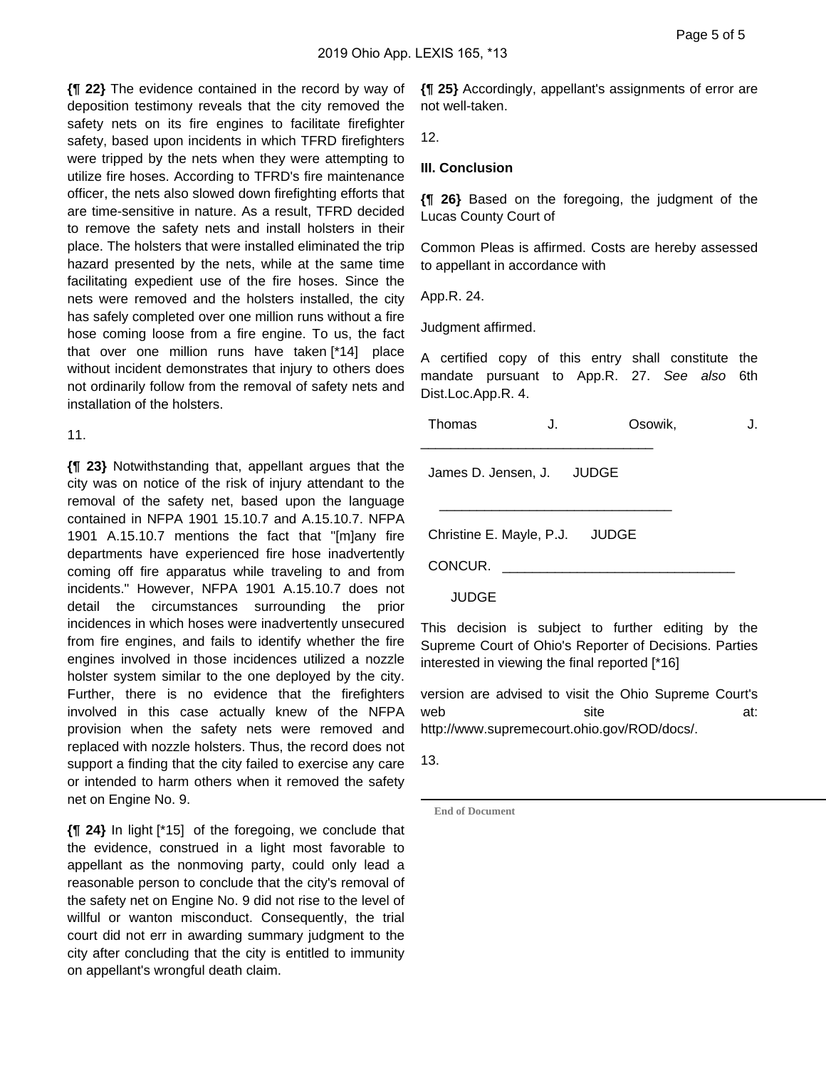**{¶ 22}** The evidence contained in the record by way of deposition testimony reveals that the city removed the safety nets on its fire engines to facilitate firefighter safety, based upon incidents in which TFRD firefighters were tripped by the nets when they were attempting to utilize fire hoses. According to TFRD's fire maintenance officer, the nets also slowed down firefighting efforts that are time-sensitive in nature. As a result, TFRD decided to remove the safety nets and install holsters in their place. The holsters that were installed eliminated the trip hazard presented by the nets, while at the same time facilitating expedient use of the fire hoses. Since the nets were removed and the holsters installed, the city has safely completed over one million runs without a fire hose coming loose from a fire engine. To us, the fact that over one million runs have taken [*14] place without incident demonstrates that injury to others does not ordinarily follow from the removal of safety nets and installation of the holsters.

11.

**{¶ 23}** Notwithstanding that, appellant argues that the city was on notice of the risk of injury attendant to the removal of the safety net, based upon the language contained in NFPA 1901 15.10.7 and A.15.10.7. NFPA 1901 A.15.10.7 mentions the fact that "[m]any fire departments have experienced fire hose inadvertently coming off fire apparatus while traveling to and from incidents." However, NFPA 1901 A.15.10.7 does not detail the circumstances surrounding the prior incidences in which hoses were inadvertently unsecured from fire engines, and fails to identify whether the fire engines involved in those incidences utilized a nozzle holster system similar to the one deployed by the city. Further, there is no evidence that the firefighters involved in this case actually knew of the NFPA provision when the safety nets were removed and replaced with nozzle holsters. Thus, the record does not support a finding that the city failed to exercise any care or intended to harm others when it removed the safety net on Engine No. 9.

**{¶ 24}** In light [*15] of the foregoing, we conclude that the evidence, construed in a light most favorable to appellant as the nonmoving party, could only lead a reasonable person to conclude that the city's removal of the safety net on Engine No. 9 did not rise to the level of willful or wanton misconduct. Consequently, the trial court did not err in awarding summary judgment to the city after concluding that the city is entitled to immunity on appellant's wrongful death claim.

**{¶ 25}** Accordingly, appellant's assignments of error are not well-taken.

12.

**III. Conclusion**

**{¶ 26}** Based on the foregoing, the judgment of the Lucas County Court of

Common Pleas is affirmed. Costs are hereby assessed to appellant in accordance with

App.R. 24.

Judgment affirmed.

A certified copy of this entry shall constitute the mandate pursuant to App.R. 27. *See also* 6th Dist.Loc.App.R. 4.

Thomas J. Osowik, J.
_______________________________

James D. Jensen, J. JUDGE

_______________________________

Christine E. Mayle, P.J. JUDGE

CONCUR. _______________________________

JUDGE

This decision is subject to further editing by the Supreme Court of Ohio's Reporter of Decisions. Parties interested in viewing the final reported [*16]

version are advised to visit the Ohio Supreme Court's web site at: http://www.supremecourt.ohio.gov/ROD/docs/.

13.

End of Document